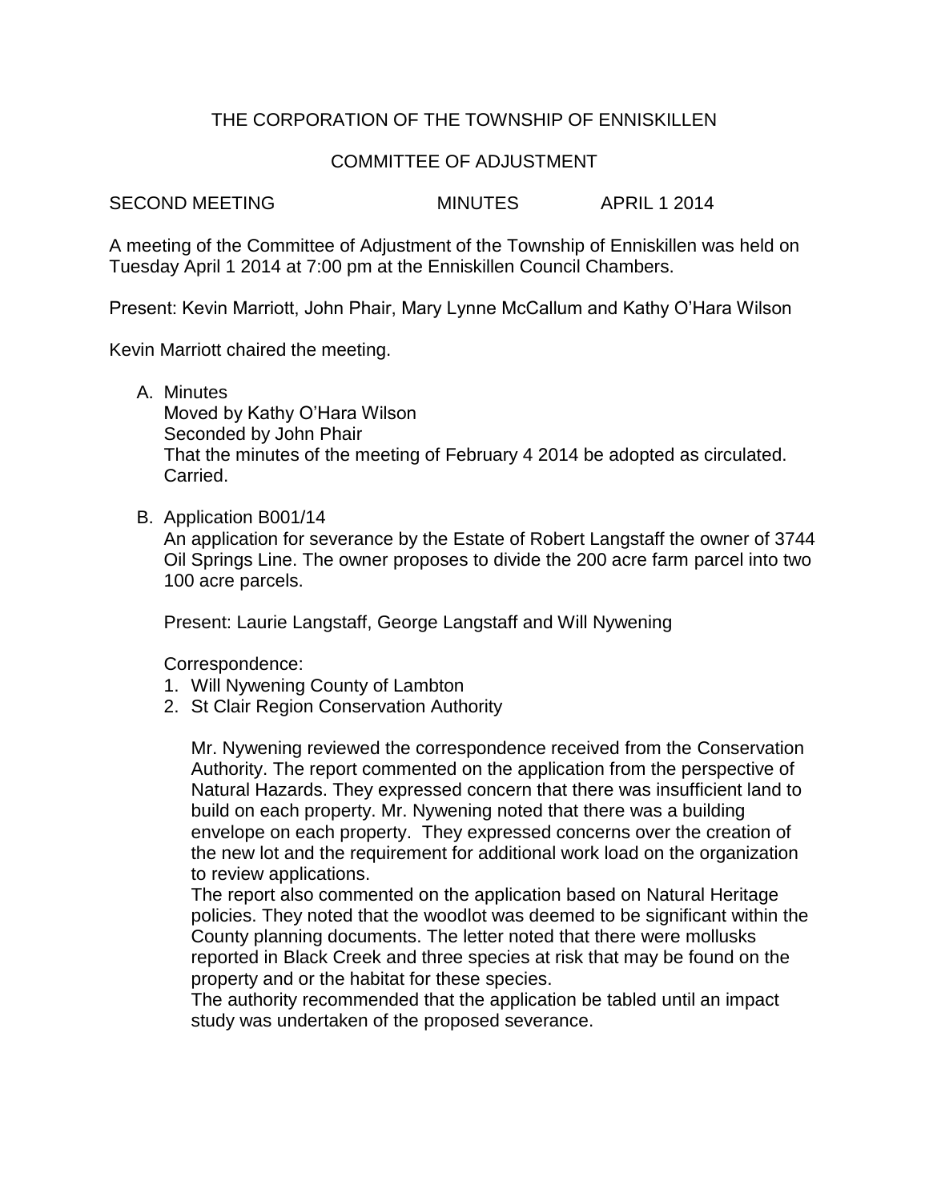# THE CORPORATION OF THE TOWNSHIP OF ENNISKILLEN

## COMMITTEE OF ADJUSTMENT

SECOND MEETING MINUTES APRIL 1 2014

A meeting of the Committee of Adjustment of the Township of Enniskillen was held on Tuesday April 1 2014 at 7:00 pm at the Enniskillen Council Chambers.

Present: Kevin Marriott, John Phair, Mary Lynne McCallum and Kathy O'Hara Wilson

Kevin Marriott chaired the meeting.

A. Minutes
   Moved by Kathy O'Hara Wilson
   Seconded by John Phair
   That the minutes of the meeting of February 4 2014 be adopted as circulated.
   Carried.

B. Application B001/14
   An application for severance by the Estate of Robert Langstaff the owner of 3744 Oil Springs Line. The owner proposes to divide the 200 acre farm parcel into two 100 acre parcels.

   Present: Laurie Langstaff, George Langstaff and Will Nywening

   Correspondence:
   1. Will Nywening County of Lambton
   2. St Clair Region Conservation Authority

   Mr. Nywening reviewed the correspondence received from the Conservation Authority. The report commented on the application from the perspective of Natural Hazards. They expressed concern that there was insufficient land to build on each property. Mr. Nywening noted that there was a building envelope on each property. They expressed concerns over the creation of the new lot and the requirement for additional work load on the organization to review applications.
   The report also commented on the application based on Natural Heritage policies. They noted that the woodlot was deemed to be significant within the County planning documents. The letter noted that there were mollusks reported in Black Creek and three species at risk that may be found on the property and or the habitat for these species.
   The authority recommended that the application be tabled until an impact study was undertaken of the proposed severance.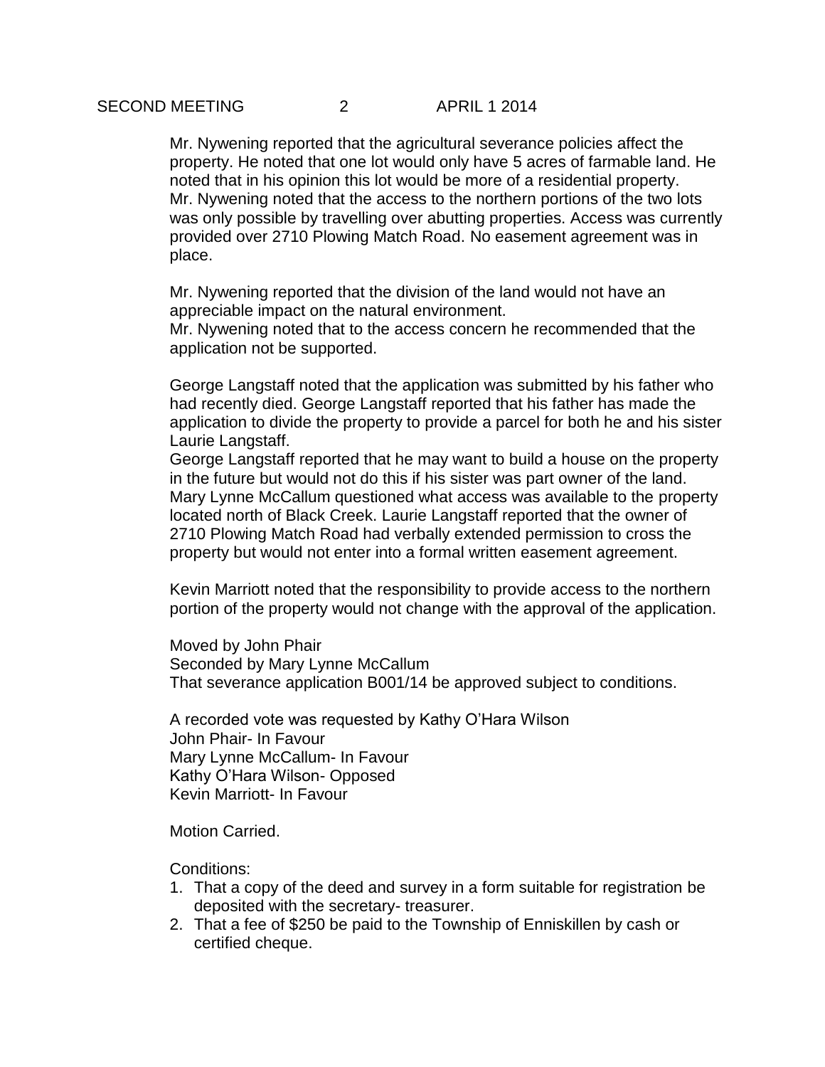Mr. Nywening reported that the agricultural severance policies affect the property. He noted that one lot would only have 5 acres of farmable land. He noted that in his opinion this lot would be more of a residential property. Mr. Nywening noted that the access to the northern portions of the two lots was only possible by travelling over abutting properties. Access was currently provided over 2710 Plowing Match Road. No easement agreement was in place.

Mr. Nywening reported that the division of the land would not have an appreciable impact on the natural environment.
Mr. Nywening noted that to the access concern he recommended that the application not be supported.

George Langstaff noted that the application was submitted by his father who had recently died. George Langstaff reported that his father has made the application to divide the property to provide a parcel for both he and his sister Laurie Langstaff.
George Langstaff reported that he may want to build a house on the property in the future but would not do this if his sister was part owner of the land. Mary Lynne McCallum questioned what access was available to the property located north of Black Creek. Laurie Langstaff reported that the owner of 2710 Plowing Match Road had verbally extended permission to cross the property but would not enter into a formal written easement agreement.

Kevin Marriott noted that the responsibility to provide access to the northern portion of the property would not change with the approval of the application.

Moved by John Phair
Seconded by Mary Lynne McCallum
That severance application B001/14 be approved subject to conditions.

A recorded vote was requested by Kathy O'Hara Wilson
John Phair- In Favour
Mary Lynne McCallum- In Favour
Kathy O'Hara Wilson- Opposed
Kevin Marriott- In Favour

Motion Carried.

Conditions:

1. That a copy of the deed and survey in a form suitable for registration be deposited with the secretary- treasurer.
2. That a fee of $250 be paid to the Township of Enniskillen by cash or certified cheque.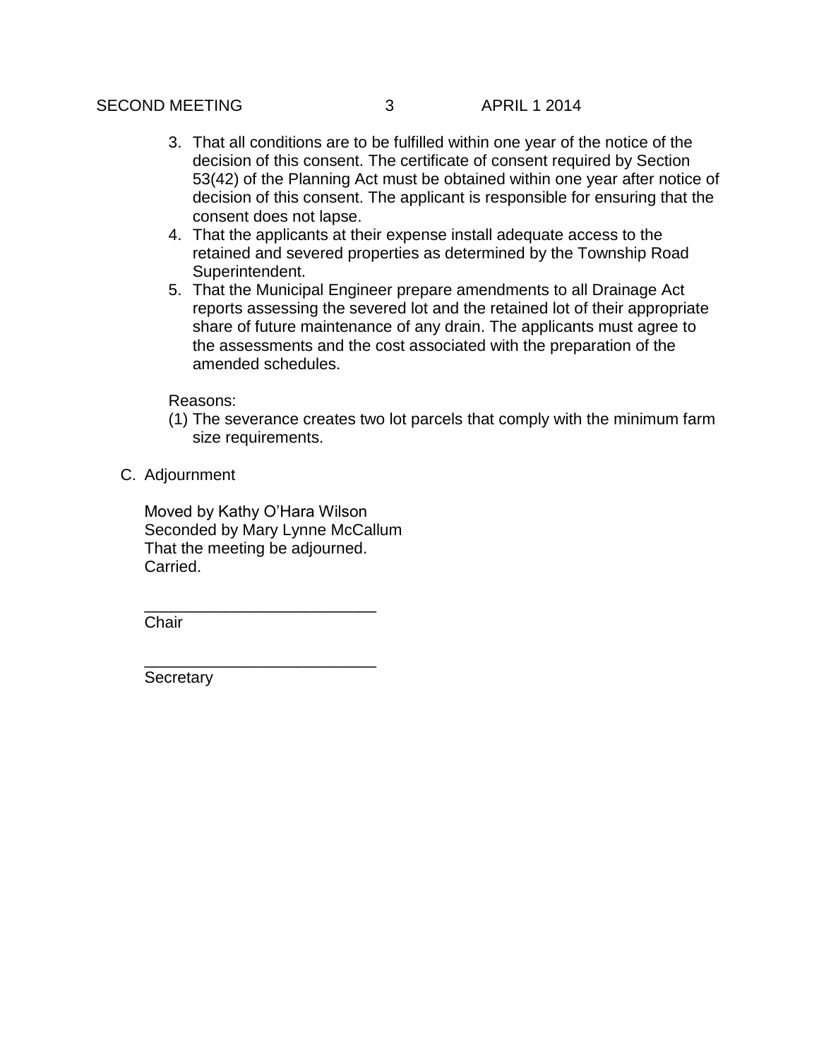3. That all conditions are to be fulfilled within one year of the notice of the decision of this consent. The certificate of consent required by Section 53(42) of the Planning Act must be obtained within one year after notice of decision of this consent. The applicant is responsible for ensuring that the consent does not lapse.
4. That the applicants at their expense install adequate access to the retained and severed properties as determined by the Township Road Superintendent.
5. That the Municipal Engineer prepare amendments to all Drainage Act reports assessing the severed lot and the retained lot of their appropriate share of future maintenance of any drain. The applicants must agree to the assessments and the cost associated with the preparation of the amended schedules.

Reasons:

(1) The severance creates two lot parcels that comply with the minimum farm size requirements.

C. Adjournment

Moved by Kathy O'Hara Wilson
Seconded by Mary Lynne McCallum
That the meeting be adjourned.
Carried.

__________________________
Chair

__________________________
Secretary